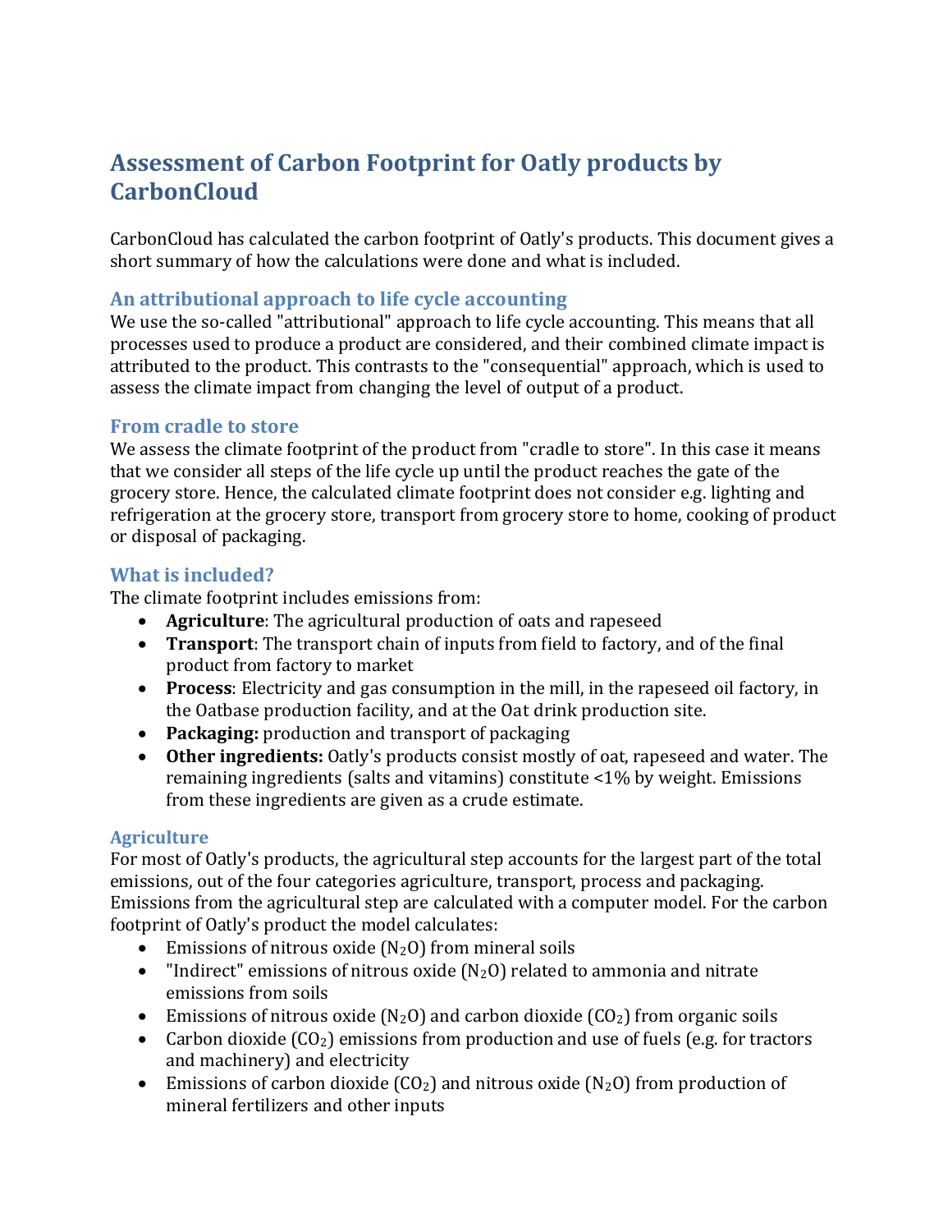# Assessment of Carbon Footprint for Oatly products by CarbonCloud

CarbonCloud has calculated the carbon footprint of Oatly's products. This document gives a short summary of how the calculations were done and what is included.

## An attributional approach to life cycle accounting

We use the so-called "attributional" approach to life cycle accounting. This means that all processes used to produce a product are considered, and their combined climate impact is attributed to the product. This contrasts to the "consequential" approach, which is used to assess the climate impact from changing the level of output of a product.

## From cradle to store

We assess the climate footprint of the product from "cradle to store". In this case it means that we consider all steps of the life cycle up until the product reaches the gate of the grocery store. Hence, the calculated climate footprint does not consider e.g. lighting and refrigeration at the grocery store, transport from grocery store to home, cooking of product or disposal of packaging.

## What is included?

The climate footprint includes emissions from:

- **Agriculture**: The agricultural production of oats and rapeseed
- **Transport**: The transport chain of inputs from field to factory, and of the final product from factory to market
- **Process**: Electricity and gas consumption in the mill, in the rapeseed oil factory, in the Oatbase production facility, and at the Oat drink production site.
- **Packaging:** production and transport of packaging
- **Other ingredients:** Oatly's products consist mostly of oat, rapeseed and water. The remaining ingredients (salts and vitamins) constitute <1% by weight. Emissions from these ingredients are given as a crude estimate.

## Agriculture

For most of Oatly's products, the agricultural step accounts for the largest part of the total emissions, out of the four categories agriculture, transport, process and packaging. Emissions from the agricultural step are calculated with a computer model. For the carbon footprint of Oatly's product the model calculates:

- Emissions of nitrous oxide ($N_2O$) from mineral soils
- "Indirect" emissions of nitrous oxide ($N_2O$) related to ammonia and nitrate emissions from soils
- Emissions of nitrous oxide ($N_2O$) and carbon dioxide ($CO_2$) from organic soils
- Carbon dioxide ($CO_2$) emissions from production and use of fuels (e.g. for tractors and machinery) and electricity
- Emissions of carbon dioxide ($CO_2$) and nitrous oxide ($N_2O$) from production of mineral fertilizers and other inputs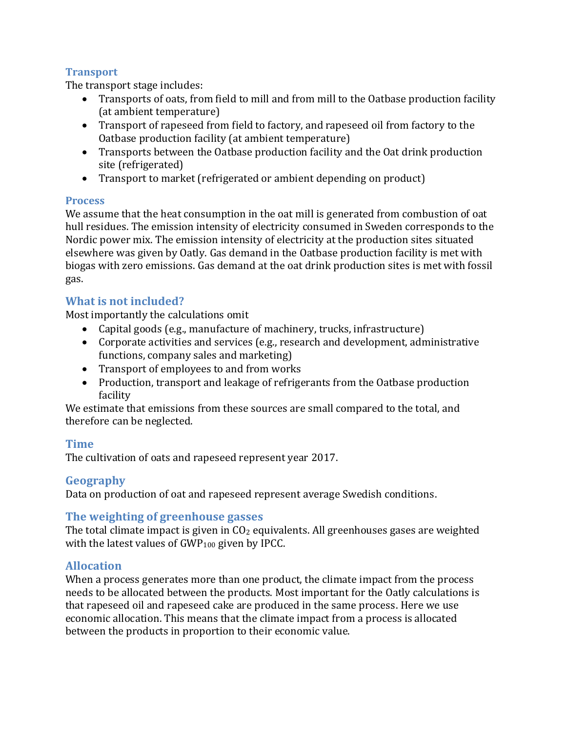### Transport

The transport stage includes:

- Transports of oats, from field to mill and from mill to the Oatbase production facility (at ambient temperature)
- Transport of rapeseed from field to factory, and rapeseed oil from factory to the Oatbase production facility (at ambient temperature)
- Transports between the Oatbase production facility and the Oat drink production site (refrigerated)
- Transport to market (refrigerated or ambient depending on product)

### Process

We assume that the heat consumption in the oat mill is generated from combustion of oat hull residues. The emission intensity of electricity consumed in Sweden corresponds to the Nordic power mix. The emission intensity of electricity at the production sites situated elsewhere was given by Oatly. Gas demand in the Oatbase production facility is met with biogas with zero emissions. Gas demand at the oat drink production sites is met with fossil gas.

### What is not included?

Most importantly the calculations omit

- Capital goods (e.g., manufacture of machinery, trucks, infrastructure)
- Corporate activities and services (e.g., research and development, administrative functions, company sales and marketing)
- Transport of employees to and from works
- Production, transport and leakage of refrigerants from the Oatbase production facility

We estimate that emissions from these sources are small compared to the total, and therefore can be neglected.

### Time

The cultivation of oats and rapeseed represent year 2017.

### Geography

Data on production of oat and rapeseed represent average Swedish conditions.

### The weighting of greenhouse gasses

The total climate impact is given in $CO_2$ equivalents. All greenhouses gases are weighted with the latest values of $GWP_{100}$ given by IPCC.

### Allocation

When a process generates more than one product, the climate impact from the process needs to be allocated between the products. Most important for the Oatly calculations is that rapeseed oil and rapeseed cake are produced in the same process. Here we use economic allocation. This means that the climate impact from a process is allocated between the products in proportion to their economic value.